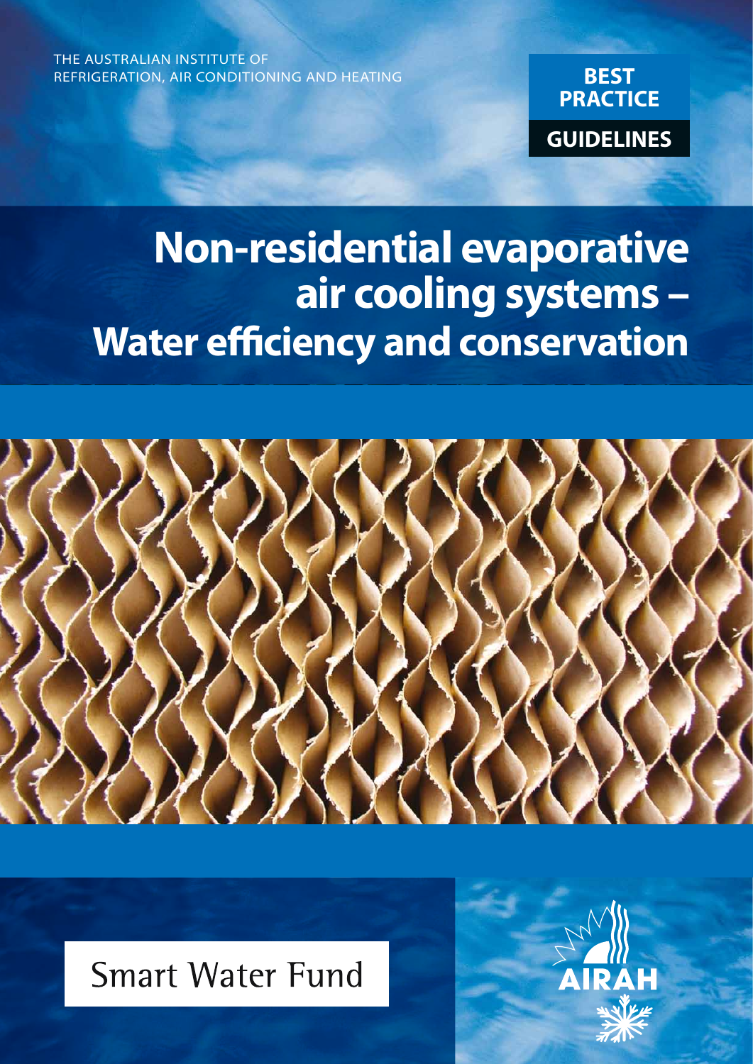THE AUSTRALIAN INSTITUTE OF REFRIGERATION, AIR CONDITIONING AND HEATING

**BEST PRACTICE**

**GUIDELINES**

# Non-residential evaporative air cooling systems – Water efficiency and conservation

Smart Water Fund

AIRAH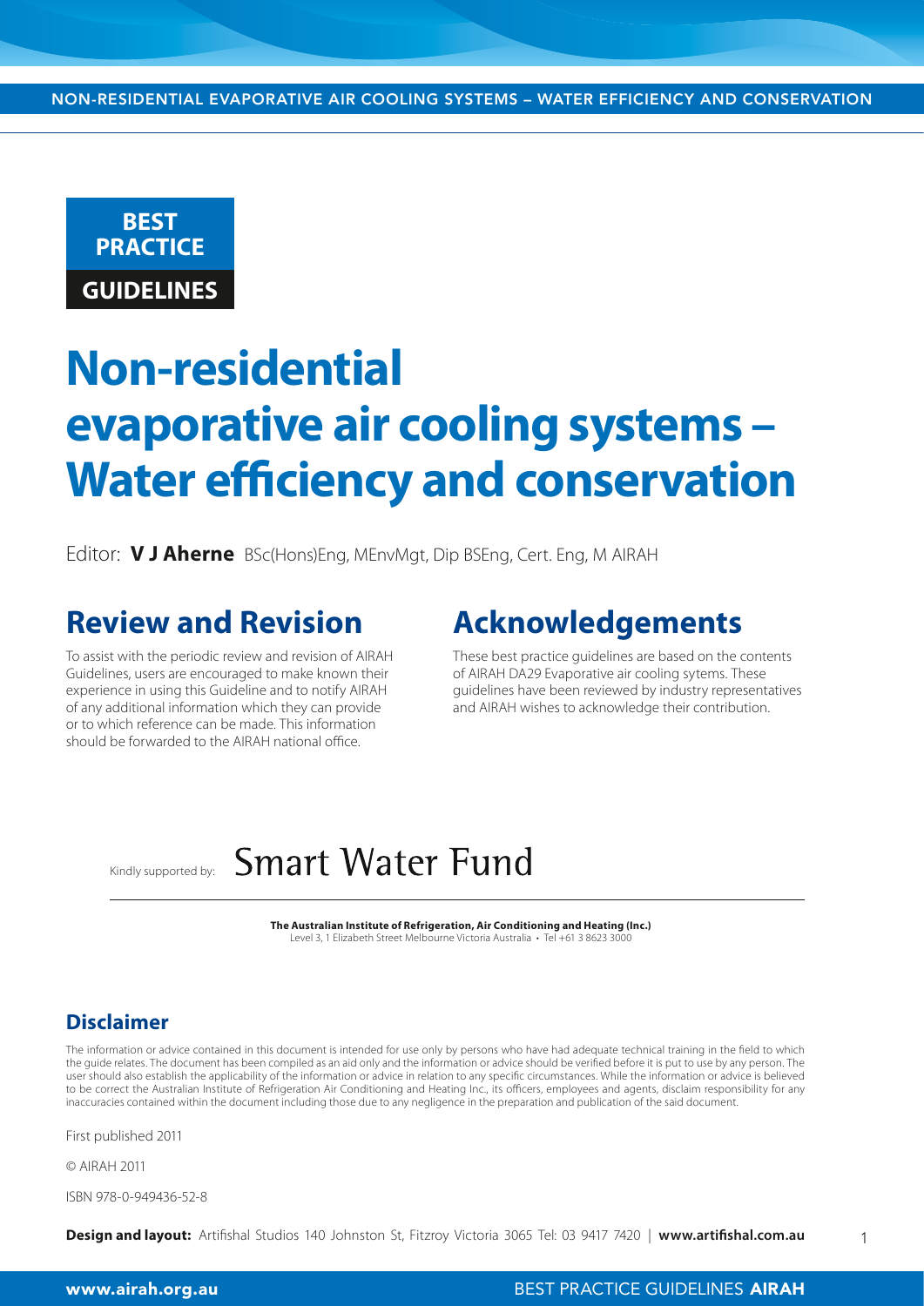**BEST PRACTICE**

**GUIDELINES**

# Non-residential evaporative air cooling systems – Water efficiency and conservation

Editor: **V J Aherne** BSc(Hons)Eng, MEnvMgt, Dip BSEng, Cert. Eng, M AIRAH

## Review and Revision

To assist with the periodic review and revision of AIRAH Guidelines, users are encouraged to make known their experience in using this Guideline and to notify AIRAH of any additional information which they can provide or to which reference can be made. This information should be forwarded to the AIRAH national office.

## Acknowledgements

These best practice guidelines are based on the contents of AIRAH DA29 Evaporative air cooling sytems. These guidelines have been reviewed by industry representatives and AIRAH wishes to acknowledge their contribution.

Kindly supported by: Smart Water Fund

**The Australian Institute of Refrigeration, Air Conditioning and Heating (Inc.)**
Level 3, 1 Elizabeth Street Melbourne Victoria Australia • Tel +61 3 8623 3000

### Disclaimer

The information or advice contained in this document is intended for use only by persons who have had adequate technical training in the field to which the guide relates. The document has been compiled as an aid only and the information or advice should be verified before it is put to use by any person. The user should also establish the applicability of the information or advice in relation to any specific circumstances. While the information or advice is believed to be correct the Australian Institute of Refrigeration Air Conditioning and Heating Inc., its officers, employees and agents, disclaim responsibility for any inaccuracies contained within the document including those due to any negligence in the preparation and publication of the said document.

First published 2011

© AIRAH 2011

ISBN 978-0-949436-52-8

**Design and layout:** Artifishal Studios 140 Johnston St, Fitzroy Victoria 3065 Tel: 03 9417 7420 | **www.artifishal.com.au**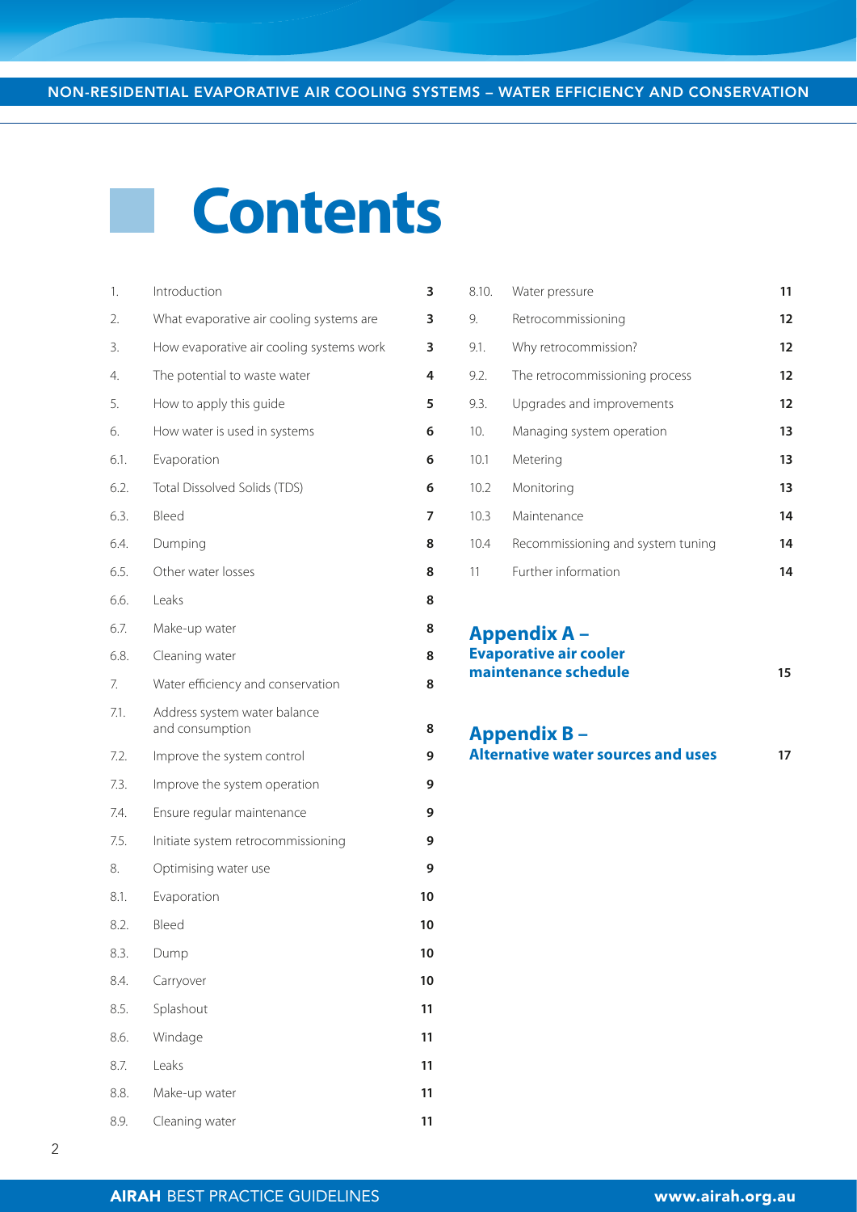# Contents

| | | |
|---|---|---|
| 1. | Introduction | 3 |
| 2. | What evaporative air cooling systems are | 3 |
| 3. | How evaporative air cooling systems work | 3 |
| 4. | The potential to waste water | 4 |
| 5. | How to apply this guide | 5 |
| 6. | How water is used in systems | 6 |
| 6.1. | Evaporation | 6 |
| 6.2. | Total Dissolved Solids (TDS) | 6 |
| 6.3. | Bleed | 7 |
| 6.4. | Dumping | 8 |
| 6.5. | Other water losses | 8 |
| 6.6. | Leaks | 8 |
| 6.7. | Make-up water | 8 |
| 6.8. | Cleaning water | 8 |
| 7. | Water efficiency and conservation | 8 |
| 7.1. | Address system water balance and consumption | 8 |
| 7.2. | Improve the system control | 9 |
| 7.3. | Improve the system operation | 9 |
| 7.4. | Ensure regular maintenance | 9 |
| 7.5. | Initiate system retrocommissioning | 9 |
| 8. | Optimising water use | 9 |
| 8.1. | Evaporation | 10 |
| 8.2. | Bleed | 10 |
| 8.3. | Dump | 10 |
| 8.4. | Carryover | 10 |
| 8.5. | Splashout | 11 |
| 8.6. | Windage | 11 |
| 8.7. | Leaks | 11 |
| 8.8. | Make-up water | 11 |
| 8.9. | Cleaning water | 11 |
| 8.10. | Water pressure | 11 |
| 9. | Retrocommissioning | 12 |
| 9.1. | Why retrocommission? | 12 |
| 9.2. | The retrocommissioning process | 12 |
| 9.3. | Upgrades and improvements | 12 |
| 10. | Managing system operation | 13 |
| 10.1 | Metering | 13 |
| 10.2 | Monitoring | 13 |
| 10.3 | Maintenance | 14 |
| 10.4 | Recommissioning and system tuning | 14 |
| 11 | Further information | 14 |

**Appendix A – Evaporative air cooler maintenance schedule** 15

**Appendix B – Alternative water sources and uses** 17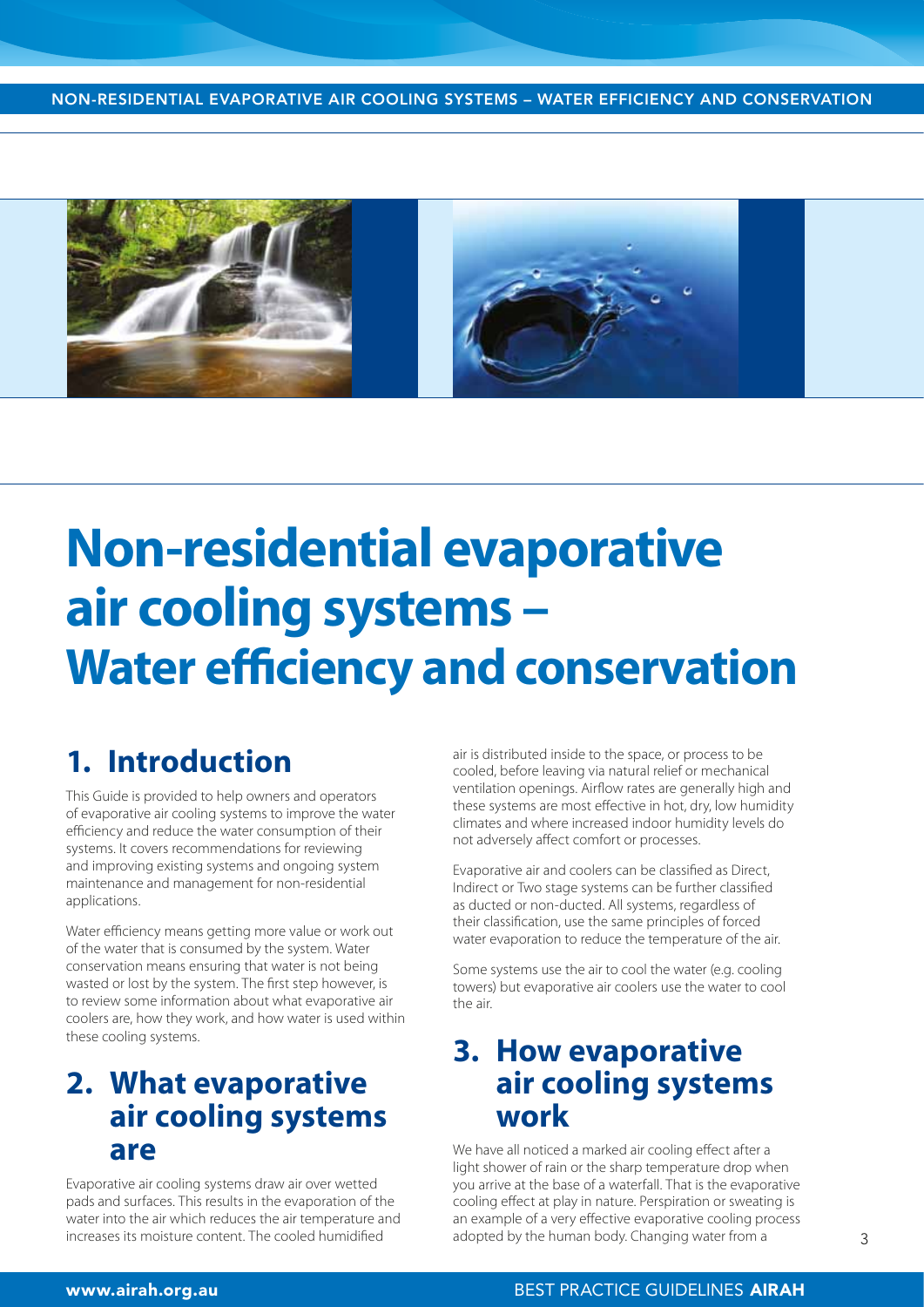# Non-residential evaporative air cooling systems – Water efficiency and conservation

## 1. Introduction

This Guide is provided to help owners and operators of evaporative air cooling systems to improve the water efficiency and reduce the water consumption of their systems. It covers recommendations for reviewing and improving existing systems and ongoing system maintenance and management for non-residential applications.

Water efficiency means getting more value or work out of the water that is consumed by the system. Water conservation means ensuring that water is not being wasted or lost by the system. The first step however, is to review some information about what evaporative air coolers are, how they work, and how water is used within these cooling systems.

## 2. What evaporative air cooling systems are

Evaporative air cooling systems draw air over wetted pads and surfaces. This results in the evaporation of the water into the air which reduces the air temperature and increases its moisture content. The cooled humidified air is distributed inside to the space, or process to be cooled, before leaving via natural relief or mechanical ventilation openings. Airflow rates are generally high and these systems are most effective in hot, dry, low humidity climates and where increased indoor humidity levels do not adversely affect comfort or processes.

Evaporative air and coolers can be classified as Direct, Indirect or Two stage systems can be further classified as ducted or non-ducted. All systems, regardless of their classification, use the same principles of forced water evaporation to reduce the temperature of the air.

Some systems use the air to cool the water (e.g. cooling towers) but evaporative air coolers use the water to cool the air.

## 3. How evaporative air cooling systems work

We have all noticed a marked air cooling effect after a light shower of rain or the sharp temperature drop when you arrive at the base of a waterfall. That is the evaporative cooling effect at play in nature. Perspiration or sweating is an example of a very effective evaporative cooling process adopted by the human body. Changing water from a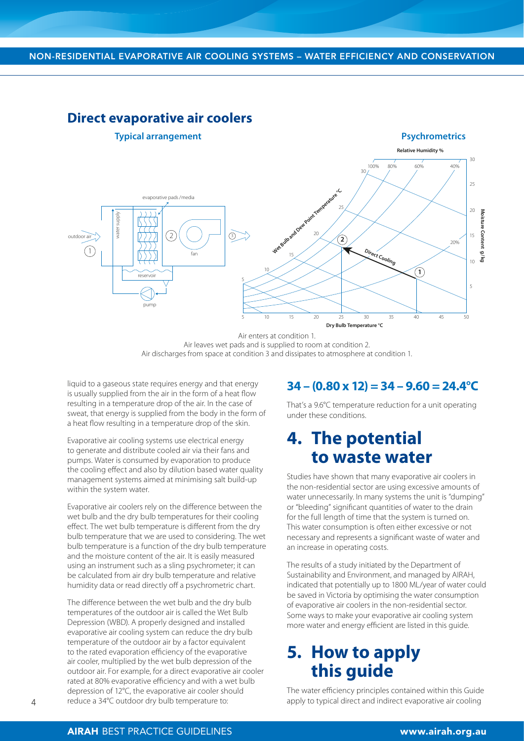## Direct evaporative air coolers

**Typical arrangement**

**Psychrometrics**

Air enters at condition 1.
Air leaves wet pads and is supplied to room at condition 2.
Air discharges from space at condition 3 and dissipates to atmosphere at condition 1.

liquid to a gaseous state requires energy and that energy is usually supplied from the air in the form of a heat flow resulting in a temperature drop of the air. In the case of sweat, that energy is supplied from the body in the form of a heat flow resulting in a temperature drop of the skin.

Evaporative air cooling systems use electrical energy to generate and distribute cooled air via their fans and pumps. Water is consumed by evaporation to produce the cooling effect and also by dilution based water quality management systems aimed at minimising salt build-up within the system water.

Evaporative air coolers rely on the difference between the wet bulb and the dry bulb temperatures for their cooling effect. The wet bulb temperature is different from the dry bulb temperature that we are used to considering. The wet bulb temperature is a function of the dry bulb temperature and the moisture content of the air. It is easily measured using an instrument such as a sling psychrometer; it can be calculated from air dry bulb temperature and relative humidity data or read directly off a psychrometric chart.

The difference between the wet bulb and the dry bulb temperatures of the outdoor air is called the Wet Bulb Depression (WBD). A properly designed and installed evaporative air cooling system can reduce the dry bulb temperature of the outdoor air by a factor equivalent to the rated evaporation efficiency of the evaporative air cooler, multiplied by the wet bulb depression of the outdoor air. For example, for a direct evaporative air cooler rated at 80% evaporative efficiency and with a wet bulb depression of 12°C, the evaporative air cooler should reduce a 34°C outdoor dry bulb temperature to:

$$34 - (0.80 \times 12) = 34 - 9.60 = 24.4°C$$

That's a 9.6°C temperature reduction for a unit operating under these conditions.

# 4. The potential to waste water

Studies have shown that many evaporative air coolers in the non-residential sector are using excessive amounts of water unnecessarily. In many systems the unit is "dumping" or "bleeding" significant quantities of water to the drain for the full length of time that the system is turned on. This water consumption is often either excessive or not necessary and represents a significant waste of water and an increase in operating costs.

The results of a study initiated by the Department of Sustainability and Environment, and managed by AIRAH, indicated that potentially up to 1800 ML/year of water could be saved in Victoria by optimising the water consumption of evaporative air coolers in the non-residential sector. Some ways to make your evaporative air cooling system more water and energy efficient are listed in this guide.

# 5. How to apply this guide

The water efficiency principles contained within this Guide apply to typical direct and indirect evaporative air cooling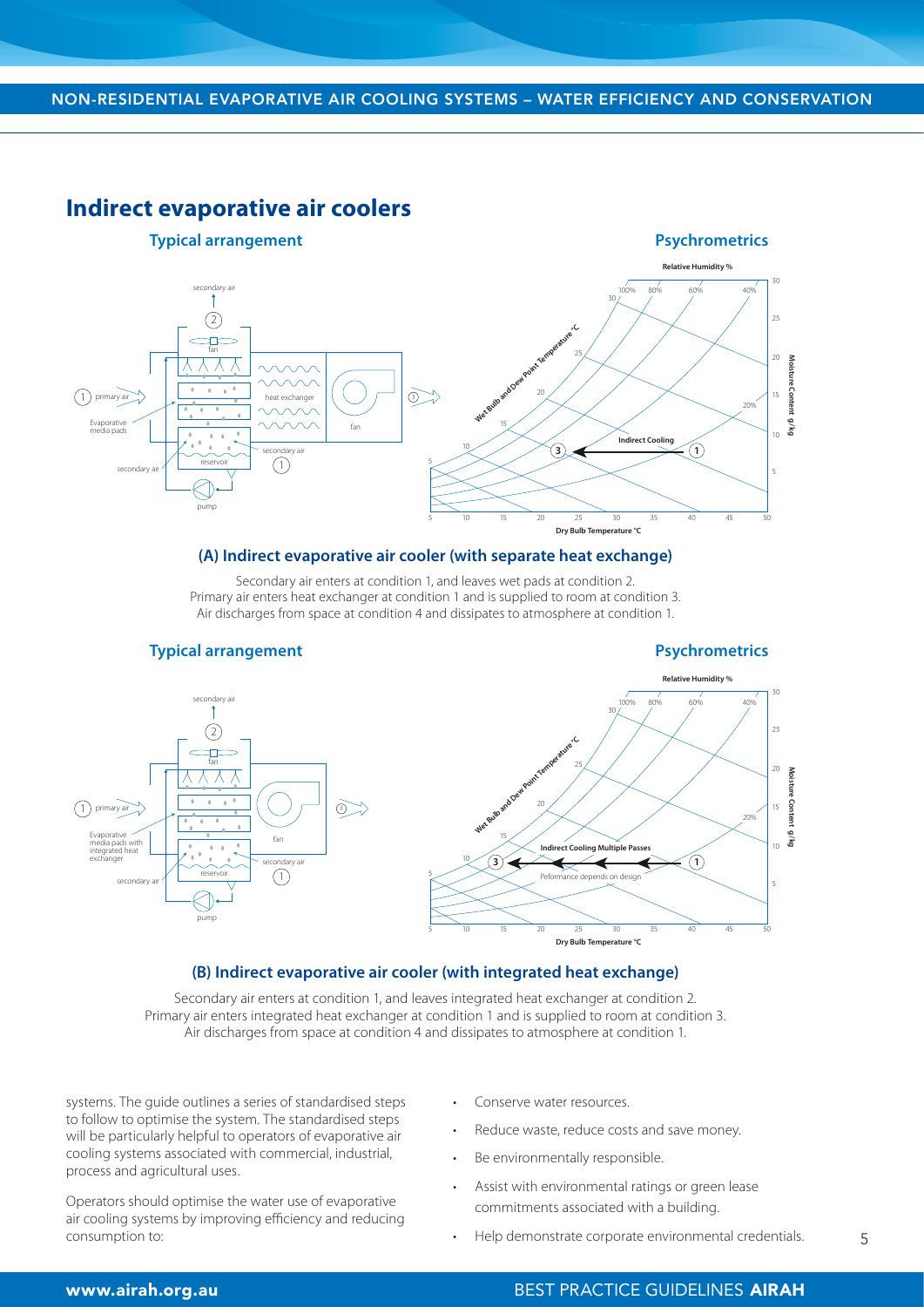## Indirect evaporative air coolers

### Typical arrangement

### Psychrometrics

**(A) Indirect evaporative air cooler (with separate heat exchange)**

Secondary air enters at condition 1, and leaves wet pads at condition 2.
Primary air enters heat exchanger at condition 1 and is supplied to room at condition 3.
Air discharges from space at condition 4 and dissipates to atmosphere at condition 1.

### Typical arrangement

### Psychrometrics

**(B) Indirect evaporative air cooler (with integrated heat exchange)**

Secondary air enters at condition 1, and leaves integrated heat exchanger at condition 2.
Primary air enters integrated heat exchanger at condition 1 and is supplied to room at condition 3.
Air discharges from space at condition 4 and dissipates to atmosphere at condition 1.

systems. The guide outlines a series of standardised steps to follow to optimise the system. The standardised steps will be particularly helpful to operators of evaporative air cooling systems associated with commercial, industrial, process and agricultural uses.

Operators should optimise the water use of evaporative air cooling systems by improving efficiency and reducing consumption to:

- Conserve water resources.
- Reduce waste, reduce costs and save money.
- Be environmentally responsible.
- Assist with environmental ratings or green lease commitments associated with a building.
- Help demonstrate corporate environmental credentials.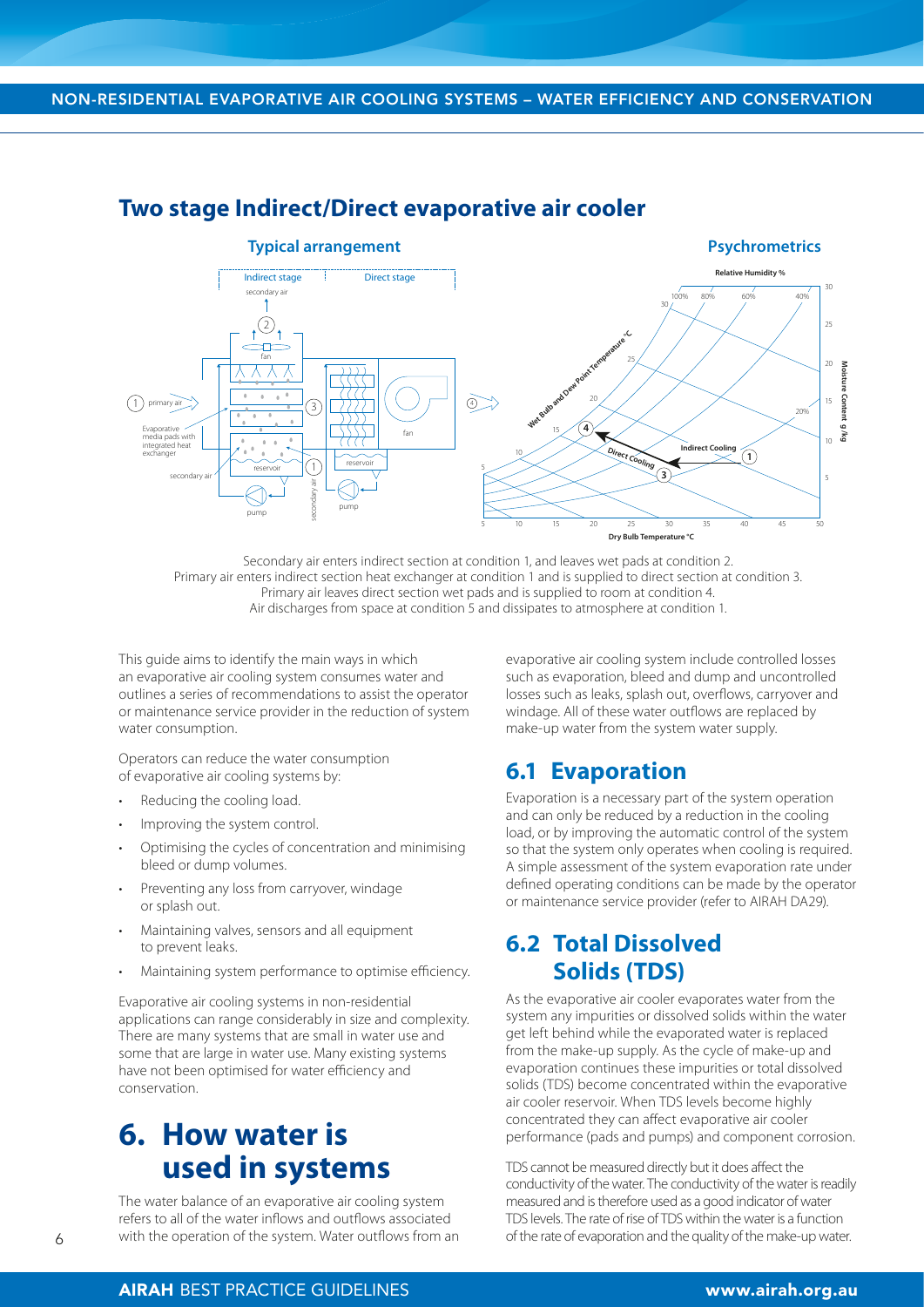## Two stage Indirect/Direct evaporative air cooler

**Typical arrangement** **Psychrometrics**

Secondary air enters indirect section at condition 1, and leaves wet pads at condition 2.
Primary air enters indirect section heat exchanger at condition 1 and is supplied to direct section at condition 3.
Primary air leaves direct section wet pads and is supplied to room at condition 4.
Air discharges from space at condition 5 and dissipates to atmosphere at condition 1.

This guide aims to identify the main ways in which an evaporative air cooling system consumes water and outlines a series of recommendations to assist the operator or maintenance service provider in the reduction of system water consumption.

Operators can reduce the water consumption of evaporative air cooling systems by:

- Reducing the cooling load.
- Improving the system control.
- Optimising the cycles of concentration and minimising bleed or dump volumes.
- Preventing any loss from carryover, windage or splash out.
- Maintaining valves, sensors and all equipment to prevent leaks.
- Maintaining system performance to optimise efficiency.

Evaporative air cooling systems in non-residential applications can range considerably in size and complexity. There are many systems that are small in water use and some that are large in water use. Many existing systems have not been optimised for water efficiency and conservation.

# 6. How water is used in systems

The water balance of an evaporative air cooling system refers to all of the water inflows and outflows associated with the operation of the system. Water outflows from an evaporative air cooling system include controlled losses such as evaporation, bleed and dump and uncontrolled losses such as leaks, splash out, overflows, carryover and windage. All of these water outflows are replaced by make-up water from the system water supply.

## 6.1 Evaporation

Evaporation is a necessary part of the system operation and can only be reduced by a reduction in the cooling load, or by improving the automatic control of the system so that the system only operates when cooling is required. A simple assessment of the system evaporation rate under defined operating conditions can be made by the operator or maintenance service provider (refer to AIRAH DA29).

## 6.2 Total Dissolved Solids (TDS)

As the evaporative air cooler evaporates water from the system any impurities or dissolved solids within the water get left behind while the evaporated water is replaced from the make-up supply. As the cycle of make-up and evaporation continues these impurities or total dissolved solids (TDS) become concentrated within the evaporative air cooler reservoir. When TDS levels become highly concentrated they can affect evaporative air cooler performance (pads and pumps) and component corrosion.

TDS cannot be measured directly but it does affect the conductivity of the water. The conductivity of the water is readily measured and is therefore used as a good indicator of water TDS levels. The rate of rise of TDS within the water is a function of the rate of evaporation and the quality of the make-up water.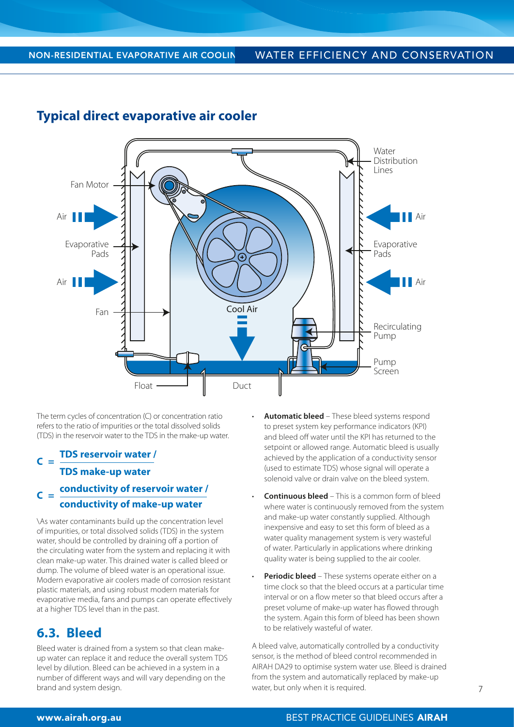## Typical direct evaporative air cooler

Water Distribution Lines

Fan Motor

Air

Evaporative Pads

Air

Fan

Cool Air

Recirculating Pump

Pump Screen

Float

Duct

The term cycles of concentration (C) or concentration ratio refers to the ratio of impurities or the total dissolved solids (TDS) in the reservoir water to the TDS in the make-up water.

$$C = \frac{\text{TDS reservoir water}}{\text{TDS make-up water}}$$

$$C = \frac{\text{conductivity of reservoir water}}{\text{conductivity of make-up water}}$$

\As water contaminants build up the concentration level of impurities, or total dissolved solids (TDS) in the system water, should be controlled by draining off a portion of the circulating water from the system and replacing it with clean make-up water. This drained water is called bleed or dump. The volume of bleed water is an operational issue. Modern evaporative air coolers made of corrosion resistant plastic materials, and using robust modern materials for evaporative media, fans and pumps can operate effectively at a higher TDS level than in the past.

## 6.3. Bleed

Bleed water is drained from a system so that clean make-up water can replace it and reduce the overall system TDS level by dilution. Bleed can be achieved in a system in a number of different ways and will vary depending on the brand and system design.

- **Automatic bleed** – These bleed systems respond to preset system key performance indicators (KPI) and bleed off water until the KPI has returned to the setpoint or allowed range. Automatic bleed is usually achieved by the application of a conductivity sensor (used to estimate TDS) whose signal will operate a solenoid valve or drain valve on the bleed system.
- **Continuous bleed** – This is a common form of bleed where water is continuously removed from the system and make-up water constantly supplied. Although inexpensive and easy to set this form of bleed as a water quality management system is very wasteful of water. Particularly in applications where drinking quality water is being supplied to the air cooler.
- **Periodic bleed** – These systems operate either on a time clock so that the bleed occurs at a particular time interval or on a flow meter so that bleed occurs after a preset volume of make-up water has flowed through the system. Again this form of bleed has been shown to be relatively wasteful of water.

A bleed valve, automatically controlled by a conductivity sensor, is the method of bleed control recommended in AIRAH DA29 to optimise system water use. Bleed is drained from the system and automatically replaced by make-up water, but only when it is required.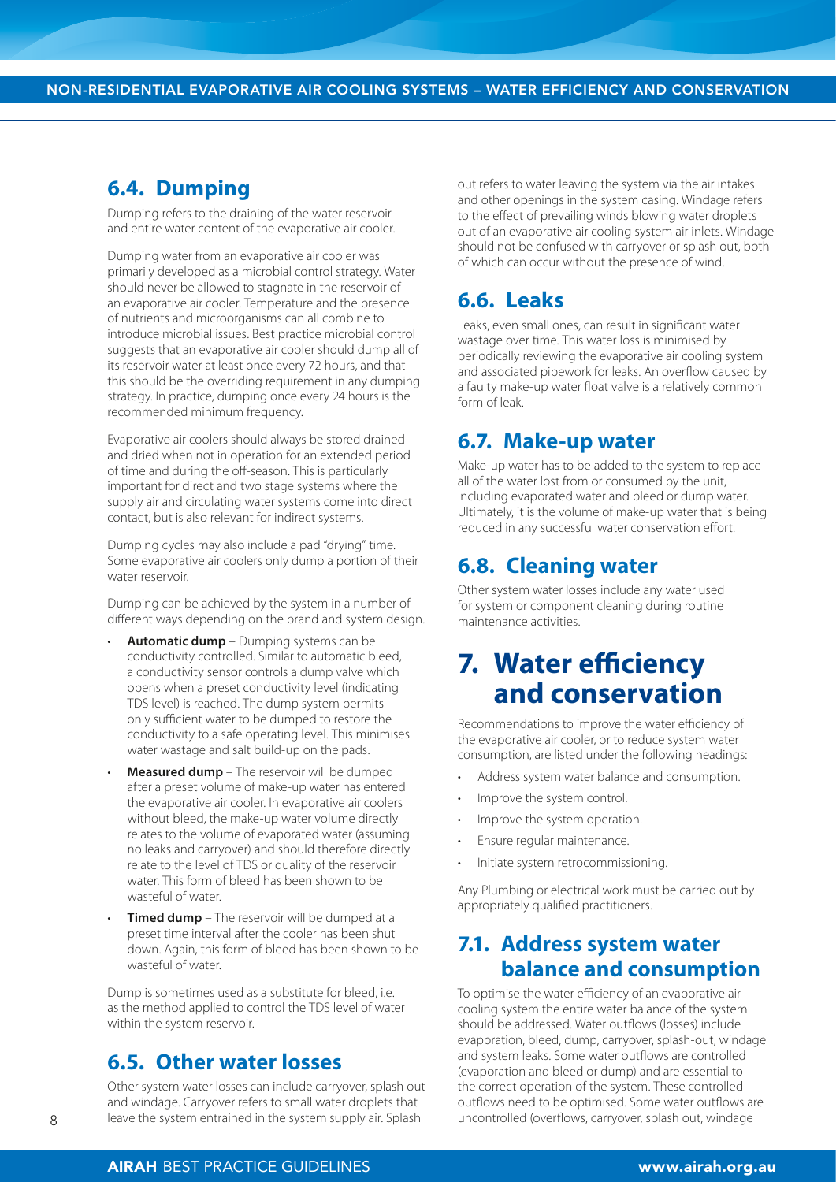## 6.4. Dumping

Dumping refers to the draining of the water reservoir and entire water content of the evaporative air cooler.

Dumping water from an evaporative air cooler was primarily developed as a microbial control strategy. Water should never be allowed to stagnate in the reservoir of an evaporative air cooler. Temperature and the presence of nutrients and microorganisms can all combine to introduce microbial issues. Best practice microbial control suggests that an evaporative air cooler should dump all of its reservoir water at least once every 72 hours, and that this should be the overriding requirement in any dumping strategy. In practice, dumping once every 24 hours is the recommended minimum frequency.

Evaporative air coolers should always be stored drained and dried when not in operation for an extended period of time and during the off-season. This is particularly important for direct and two stage systems where the supply air and circulating water systems come into direct contact, but is also relevant for indirect systems.

Dumping cycles may also include a pad "drying" time. Some evaporative air coolers only dump a portion of their water reservoir.

Dumping can be achieved by the system in a number of different ways depending on the brand and system design.

- **Automatic dump** – Dumping systems can be conductivity controlled. Similar to automatic bleed, a conductivity sensor controls a dump valve which opens when a preset conductivity level (indicating TDS level) is reached. The dump system permits only sufficient water to be dumped to restore the conductivity to a safe operating level. This minimises water wastage and salt build-up on the pads.
- **Measured dump** – The reservoir will be dumped after a preset volume of make-up water has entered the evaporative air cooler. In evaporative air coolers without bleed, the make-up water volume directly relates to the volume of evaporated water (assuming no leaks and carryover) and should therefore directly relate to the level of TDS or quality of the reservoir water. This form of bleed has been shown to be wasteful of water.
- **Timed dump** – The reservoir will be dumped at a preset time interval after the cooler has been shut down. Again, this form of bleed has been shown to be wasteful of water.

Dump is sometimes used as a substitute for bleed, i.e. as the method applied to control the TDS level of water within the system reservoir.

## 6.5. Other water losses

Other system water losses can include carryover, splash out and windage. Carryover refers to small water droplets that leave the system entrained in the system supply air. Splash out refers to water leaving the system via the air intakes and other openings in the system casing. Windage refers to the effect of prevailing winds blowing water droplets out of an evaporative air cooling system air inlets. Windage should not be confused with carryover or splash out, both of which can occur without the presence of wind.

## 6.6. Leaks

Leaks, even small ones, can result in significant water wastage over time. This water loss is minimised by periodically reviewing the evaporative air cooling system and associated pipework for leaks. An overflow caused by a faulty make-up water float valve is a relatively common form of leak.

## 6.7. Make-up water

Make-up water has to be added to the system to replace all of the water lost from or consumed by the unit, including evaporated water and bleed or dump water. Ultimately, it is the volume of make-up water that is being reduced in any successful water conservation effort.

## 6.8. Cleaning water

Other system water losses include any water used for system or component cleaning during routine maintenance activities.

# 7. Water efficiency and conservation

Recommendations to improve the water efficiency of the evaporative air cooler, or to reduce system water consumption, are listed under the following headings:

- Address system water balance and consumption.
- Improve the system control.
- Improve the system operation.
- Ensure regular maintenance.
- Initiate system retrocommissioning.

Any Plumbing or electrical work must be carried out by appropriately qualified practitioners.

## 7.1. Address system water balance and consumption

To optimise the water efficiency of an evaporative air cooling system the entire water balance of the system should be addressed. Water outflows (losses) include evaporation, bleed, dump, carryover, splash-out, windage and system leaks. Some water outflows are controlled (evaporation and bleed or dump) and are essential to the correct operation of the system. These controlled outflows need to be optimised. Some water outflows are uncontrolled (overflows, carryover, splash out, windage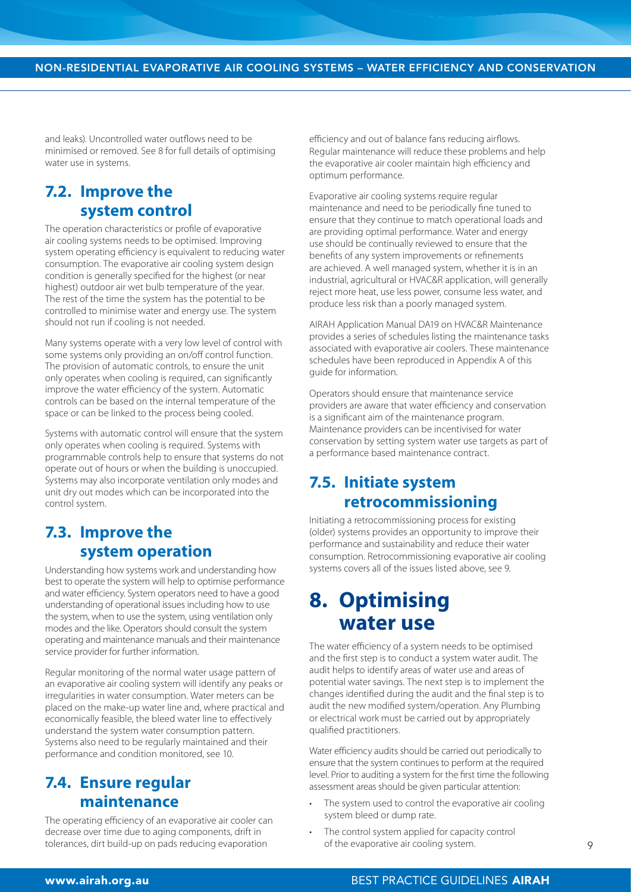and leaks). Uncontrolled water outflows need to be minimised or removed. See 8 for full details of optimising water use in systems.

## 7.2. Improve the system control

The operation characteristics or profile of evaporative air cooling systems needs to be optimised. Improving system operating efficiency is equivalent to reducing water consumption. The evaporative air cooling system design condition is generally specified for the highest (or near highest) outdoor air wet bulb temperature of the year. The rest of the time the system has the potential to be controlled to minimise water and energy use. The system should not run if cooling is not needed.

Many systems operate with a very low level of control with some systems only providing an on/off control function. The provision of automatic controls, to ensure the unit only operates when cooling is required, can significantly improve the water efficiency of the system. Automatic controls can be based on the internal temperature of the space or can be linked to the process being cooled.

Systems with automatic control will ensure that the system only operates when cooling is required. Systems with programmable controls help to ensure that systems do not operate out of hours or when the building is unoccupied. Systems may also incorporate ventilation only modes and unit dry out modes which can be incorporated into the control system.

## 7.3. Improve the system operation

Understanding how systems work and understanding how best to operate the system will help to optimise performance and water efficiency. System operators need to have a good understanding of operational issues including how to use the system, when to use the system, using ventilation only modes and the like. Operators should consult the system operating and maintenance manuals and their maintenance service provider for further information.

Regular monitoring of the normal water usage pattern of an evaporative air cooling system will identify any peaks or irregularities in water consumption. Water meters can be placed on the make-up water line and, where practical and economically feasible, the bleed water line to effectively understand the system water consumption pattern. Systems also need to be regularly maintained and their performance and condition monitored, see 10.

## 7.4. Ensure regular maintenance

The operating efficiency of an evaporative air cooler can decrease over time due to aging components, drift in tolerances, dirt build-up on pads reducing evaporation efficiency and out of balance fans reducing airflows. Regular maintenance will reduce these problems and help the evaporative air cooler maintain high efficiency and optimum performance.

Evaporative air cooling systems require regular maintenance and need to be periodically fine tuned to ensure that they continue to match operational loads and are providing optimal performance. Water and energy use should be continually reviewed to ensure that the benefits of any system improvements or refinements are achieved. A well managed system, whether it is in an industrial, agricultural or HVAC&R application, will generally reject more heat, use less power, consume less water, and produce less risk than a poorly managed system.

AIRAH Application Manual DA19 on HVAC&R Maintenance provides a series of schedules listing the maintenance tasks associated with evaporative air coolers. These maintenance schedules have been reproduced in Appendix A of this guide for information.

Operators should ensure that maintenance service providers are aware that water efficiency and conservation is a significant aim of the maintenance program. Maintenance providers can be incentivised for water conservation by setting system water use targets as part of a performance based maintenance contract.

## 7.5. Initiate system retrocommissioning

Initiating a retrocommissioning process for existing (older) systems provides an opportunity to improve their performance and sustainability and reduce their water consumption. Retrocommissioning evaporative air cooling systems covers all of the issues listed above, see 9.

# 8. Optimising water use

The water efficiency of a system needs to be optimised and the first step is to conduct a system water audit. The audit helps to identify areas of water use and areas of potential water savings. The next step is to implement the changes identified during the audit and the final step is to audit the new modified system/operation. Any Plumbing or electrical work must be carried out by appropriately qualified practitioners.

Water efficiency audits should be carried out periodically to ensure that the system continues to perform at the required level. Prior to auditing a system for the first time the following assessment areas should be given particular attention:

- The system used to control the evaporative air cooling system bleed or dump rate.
- The control system applied for capacity control of the evaporative air cooling system.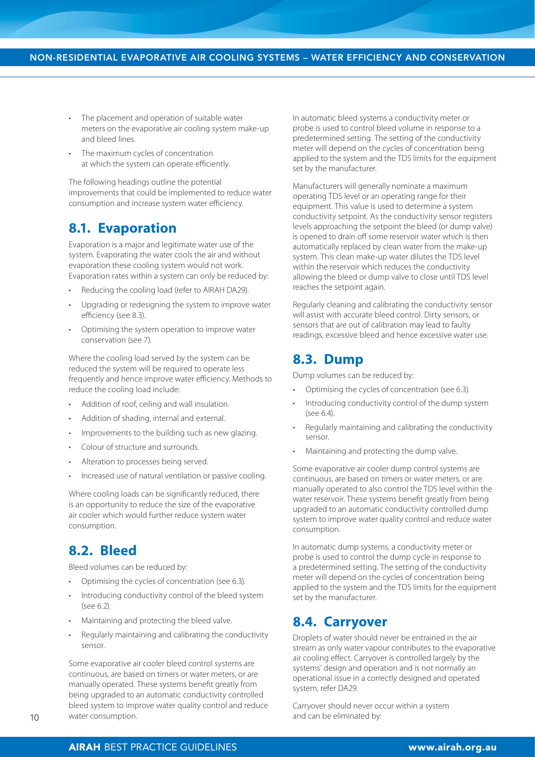- The placement and operation of suitable water meters on the evaporative air cooling system make-up and bleed lines.
- The maximum cycles of concentration at which the system can operate efficiently.

The following headings outline the potential improvements that could be implemented to reduce water consumption and increase system water efficiency.

## 8.1. Evaporation

Evaporation is a major and legitimate water use of the system. Evaporating the water cools the air and without evaporation these cooling system would not work. Evaporation rates within a system can only be reduced by:

- Reducing the cooling load (refer to AIRAH DA29).
- Upgrading or redesigning the system to improve water efficiency (see 8.3).
- Optimising the system operation to improve water conservation (see 7).

Where the cooling load served by the system can be reduced the system will be required to operate less frequently and hence improve water efficiency. Methods to reduce the cooling load include:

- Addition of roof, ceiling and wall insulation.
- Addition of shading, internal and external.
- Improvements to the building such as new glazing.
- Colour of structure and surrounds.
- Alteration to processes being served.
- Increased use of natural ventilation or passive cooling.

Where cooling loads can be significantly reduced, there is an opportunity to reduce the size of the evaporative air cooler which would further reduce system water consumption.

## 8.2. Bleed

Bleed volumes can be reduced by:

- Optimising the cycles of concentration (see 6.3).
- Introducing conductivity control of the bleed system (see 6.2).
- Maintaining and protecting the bleed valve.
- Regularly maintaining and calibrating the conductivity sensor.

Some evaporative air cooler bleed control systems are continuous, are based on timers or water meters, or are manually operated. These systems benefit greatly from being upgraded to an automatic conductivity controlled bleed system to improve water quality control and reduce water consumption.

In automatic bleed systems a conductivity meter or probe is used to control bleed volume in response to a predetermined setting. The setting of the conductivity meter will depend on the cycles of concentration being applied to the system and the TDS limits for the equipment set by the manufacturer.

Manufacturers will generally nominate a maximum operating TDS level or an operating range for their equipment. This value is used to determine a system conductivity setpoint. As the conductivity sensor registers levels approaching the setpoint the bleed (or dump valve) is opened to drain off some reservoir water which is then automatically replaced by clean water from the make-up system. This clean make-up water dilutes the TDS level within the reservoir which reduces the conductivity allowing the bleed or dump valve to close until TDS level reaches the setpoint again.

Regularly cleaning and calibrating the conductivity sensor will assist with accurate bleed control. Dirty sensors, or sensors that are out of calibration may lead to faulty readings, excessive bleed and hence excessive water use.

## 8.3. Dump

Dump volumes can be reduced by:

- Optimising the cycles of concentration (see 6.3).
- Introducing conductivity control of the dump system (see 6.4).
- Regularly maintaining and calibrating the conductivity sensor.
- Maintaining and protecting the dump valve.

Some evaporative air cooler dump control systems are continuous, are based on timers or water meters, or are manually operated to also control the TDS level within the water reservoir. These systems benefit greatly from being upgraded to an automatic conductivity controlled dump system to improve water quality control and reduce water consumption.

In automatic dump systems, a conductivity meter or probe is used to control the dump cycle in response to a predetermined setting. The setting of the conductivity meter will depend on the cycles of concentration being applied to the system and the TDS limits for the equipment set by the manufacturer.

## 8.4. Carryover

Droplets of water should never be entrained in the air stream as only water vapour contributes to the evaporative air cooling effect. Carryover is controlled largely by the systems' design and operation and is not normally an operational issue in a correctly designed and operated system, refer DA29.

Carryover should never occur within a system and can be eliminated by: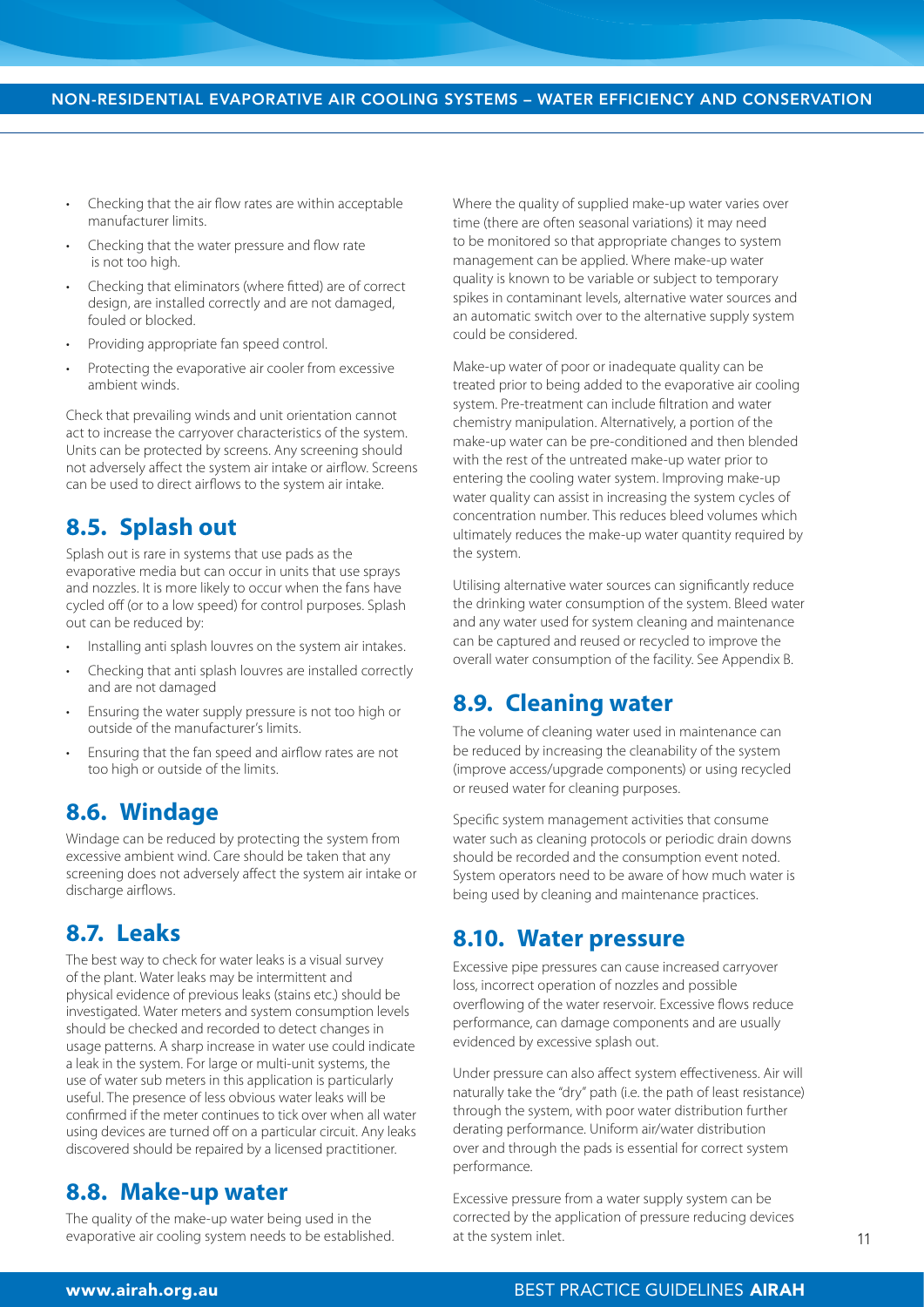- Checking that the air flow rates are within acceptable manufacturer limits.
- Checking that the water pressure and flow rate is not too high.
- Checking that eliminators (where fitted) are of correct design, are installed correctly and are not damaged, fouled or blocked.
- Providing appropriate fan speed control.
- Protecting the evaporative air cooler from excessive ambient winds.

Check that prevailing winds and unit orientation cannot act to increase the carryover characteristics of the system. Units can be protected by screens. Any screening should not adversely affect the system air intake or airflow. Screens can be used to direct airflows to the system air intake.

## 8.5. Splash out

Splash out is rare in systems that use pads as the evaporative media but can occur in units that use sprays and nozzles. It is more likely to occur when the fans have cycled off (or to a low speed) for control purposes. Splash out can be reduced by:

- Installing anti splash louvres on the system air intakes.
- Checking that anti splash louvres are installed correctly and are not damaged
- Ensuring the water supply pressure is not too high or outside of the manufacturer's limits.
- Ensuring that the fan speed and airflow rates are not too high or outside of the limits.

## 8.6. Windage

Windage can be reduced by protecting the system from excessive ambient wind. Care should be taken that any screening does not adversely affect the system air intake or discharge airflows.

## 8.7. Leaks

The best way to check for water leaks is a visual survey of the plant. Water leaks may be intermittent and physical evidence of previous leaks (stains etc.) should be investigated. Water meters and system consumption levels should be checked and recorded to detect changes in usage patterns. A sharp increase in water use could indicate a leak in the system. For large or multi-unit systems, the use of water sub meters in this application is particularly useful. The presence of less obvious water leaks will be confirmed if the meter continues to tick over when all water using devices are turned off on a particular circuit. Any leaks discovered should be repaired by a licensed practitioner.

## 8.8. Make-up water

The quality of the make-up water being used in the evaporative air cooling system needs to be established. Where the quality of supplied make-up water varies over time (there are often seasonal variations) it may need to be monitored so that appropriate changes to system management can be applied. Where make-up water quality is known to be variable or subject to temporary spikes in contaminant levels, alternative water sources and an automatic switch over to the alternative supply system could be considered.

Make-up water of poor or inadequate quality can be treated prior to being added to the evaporative air cooling system. Pre-treatment can include filtration and water chemistry manipulation. Alternatively, a portion of the make-up water can be pre-conditioned and then blended with the rest of the untreated make-up water prior to entering the cooling water system. Improving make-up water quality can assist in increasing the system cycles of concentration number. This reduces bleed volumes which ultimately reduces the make-up water quantity required by the system.

Utilising alternative water sources can significantly reduce the drinking water consumption of the system. Bleed water and any water used for system cleaning and maintenance can be captured and reused or recycled to improve the overall water consumption of the facility. See Appendix B.

## 8.9. Cleaning water

The volume of cleaning water used in maintenance can be reduced by increasing the cleanability of the system (improve access/upgrade components) or using recycled or reused water for cleaning purposes.

Specific system management activities that consume water such as cleaning protocols or periodic drain downs should be recorded and the consumption event noted. System operators need to be aware of how much water is being used by cleaning and maintenance practices.

## 8.10. Water pressure

Excessive pipe pressures can cause increased carryover loss, incorrect operation of nozzles and possible overflowing of the water reservoir. Excessive flows reduce performance, can damage components and are usually evidenced by excessive splash out.

Under pressure can also affect system effectiveness. Air will naturally take the "dry" path (i.e. the path of least resistance) through the system, with poor water distribution further derating performance. Uniform air/water distribution over and through the pads is essential for correct system performance.

Excessive pressure from a water supply system can be corrected by the application of pressure reducing devices at the system inlet.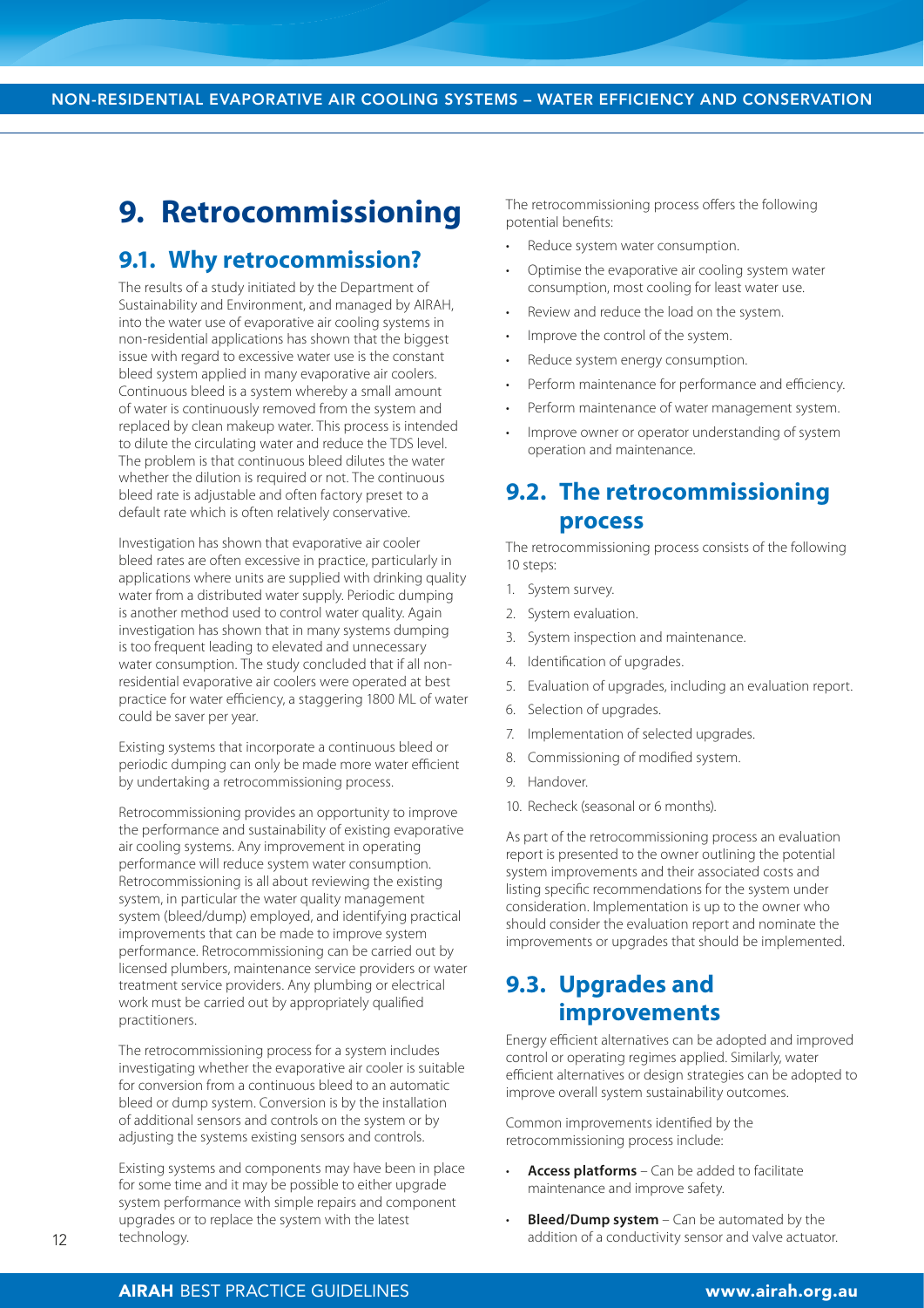# 9. Retrocommissioning

## 9.1. Why retrocommission?

The results of a study initiated by the Department of Sustainability and Environment, and managed by AIRAH, into the water use of evaporative air cooling systems in non-residential applications has shown that the biggest issue with regard to excessive water use is the constant bleed system applied in many evaporative air coolers. Continuous bleed is a system whereby a small amount of water is continuously removed from the system and replaced by clean makeup water. This process is intended to dilute the circulating water and reduce the TDS level. The problem is that continuous bleed dilutes the water whether the dilution is required or not. The continuous bleed rate is adjustable and often factory preset to a default rate which is often relatively conservative.

Investigation has shown that evaporative air cooler bleed rates are often excessive in practice, particularly in applications where units are supplied with drinking quality water from a distributed water supply. Periodic dumping is another method used to control water quality. Again investigation has shown that in many systems dumping is too frequent leading to elevated and unnecessary water consumption. The study concluded that if all non-residential evaporative air coolers were operated at best practice for water efficiency, a staggering 1800 ML of water could be saver per year.

Existing systems that incorporate a continuous bleed or periodic dumping can only be made more water efficient by undertaking a retrocommissioning process.

Retrocommissioning provides an opportunity to improve the performance and sustainability of existing evaporative air cooling systems. Any improvement in operating performance will reduce system water consumption. Retrocommissioning is all about reviewing the existing system, in particular the water quality management system (bleed/dump) employed, and identifying practical improvements that can be made to improve system performance. Retrocommissioning can be carried out by licensed plumbers, maintenance service providers or water treatment service providers. Any plumbing or electrical work must be carried out by appropriately qualified practitioners.

The retrocommissioning process for a system includes investigating whether the evaporative air cooler is suitable for conversion from a continuous bleed to an automatic bleed or dump system. Conversion is by the installation of additional sensors and controls on the system or by adjusting the systems existing sensors and controls.

Existing systems and components may have been in place for some time and it may be possible to either upgrade system performance with simple repairs and component upgrades or to replace the system with the latest technology.

The retrocommissioning process offers the following potential benefits:

- Reduce system water consumption.
- Optimise the evaporative air cooling system water consumption, most cooling for least water use.
- Review and reduce the load on the system.
- Improve the control of the system.
- Reduce system energy consumption.
- Perform maintenance for performance and efficiency.
- Perform maintenance of water management system.
- Improve owner or operator understanding of system operation and maintenance.

## 9.2. The retrocommissioning process

The retrocommissioning process consists of the following 10 steps:

1. System survey.
2. System evaluation.
3. System inspection and maintenance.
4. Identification of upgrades.
5. Evaluation of upgrades, including an evaluation report.
6. Selection of upgrades.
7. Implementation of selected upgrades.
8. Commissioning of modified system.
9. Handover.
10. Recheck (seasonal or 6 months).

As part of the retrocommissioning process an evaluation report is presented to the owner outlining the potential system improvements and their associated costs and listing specific recommendations for the system under consideration. Implementation is up to the owner who should consider the evaluation report and nominate the improvements or upgrades that should be implemented.

## 9.3. Upgrades and improvements

Energy efficient alternatives can be adopted and improved control or operating regimes applied. Similarly, water efficient alternatives or design strategies can be adopted to improve overall system sustainability outcomes.

Common improvements identified by the retrocommissioning process include:

- **Access platforms** – Can be added to facilitate maintenance and improve safety.
- **Bleed/Dump system** – Can be automated by the addition of a conductivity sensor and valve actuator.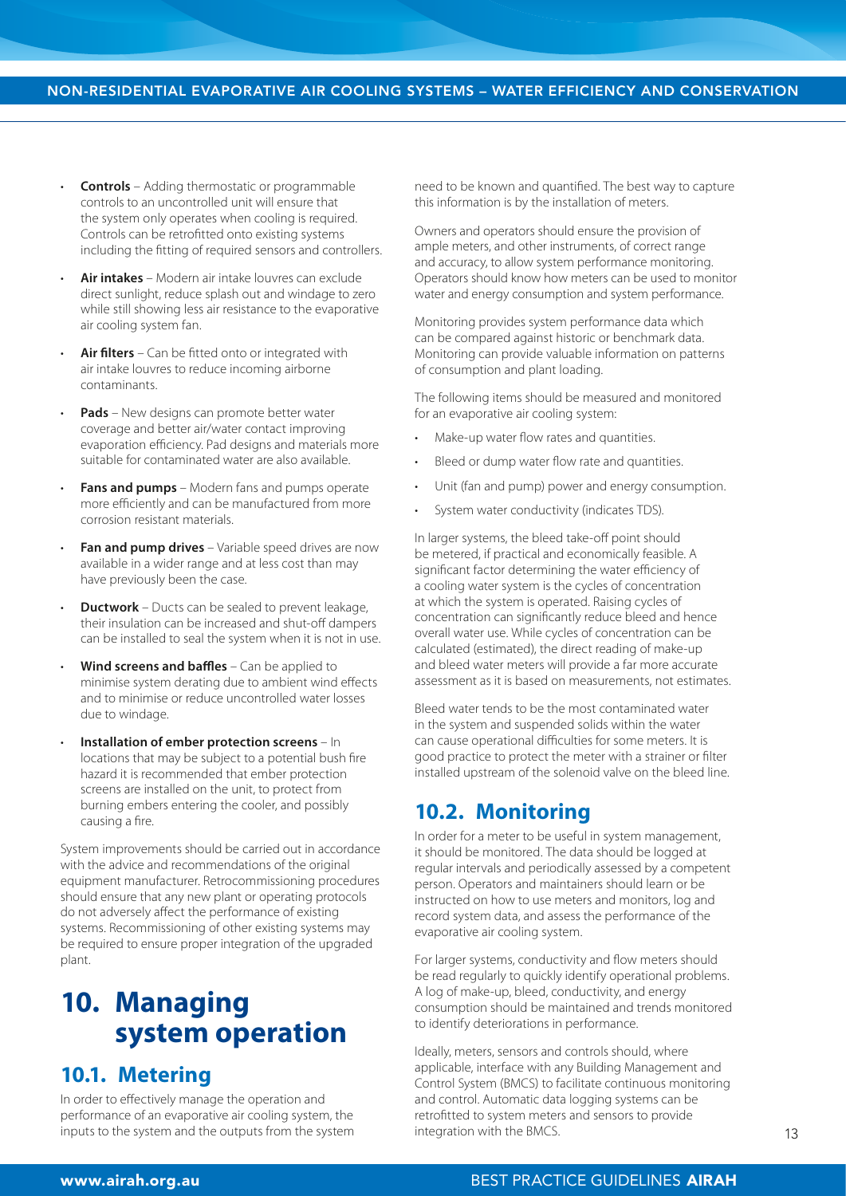- **Controls** – Adding thermostatic or programmable controls to an uncontrolled unit will ensure that the system only operates when cooling is required. Controls can be retrofitted onto existing systems including the fitting of required sensors and controllers.
- **Air intakes** – Modern air intake louvres can exclude direct sunlight, reduce splash out and windage to zero while still showing less air resistance to the evaporative air cooling system fan.
- **Air filters** – Can be fitted onto or integrated with air intake louvres to reduce incoming airborne contaminants.
- **Pads** – New designs can promote better water coverage and better air/water contact improving evaporation efficiency. Pad designs and materials more suitable for contaminated water are also available.
- **Fans and pumps** – Modern fans and pumps operate more efficiently and can be manufactured from more corrosion resistant materials.
- **Fan and pump drives** – Variable speed drives are now available in a wider range and at less cost than may have previously been the case.
- **Ductwork** – Ducts can be sealed to prevent leakage, their insulation can be increased and shut-off dampers can be installed to seal the system when it is not in use.
- **Wind screens and baffles** – Can be applied to minimise system derating due to ambient wind effects and to minimise or reduce uncontrolled water losses due to windage.
- **Installation of ember protection screens** – In locations that may be subject to a potential bush fire hazard it is recommended that ember protection screens are installed on the unit, to protect from burning embers entering the cooler, and possibly causing a fire.

System improvements should be carried out in accordance with the advice and recommendations of the original equipment manufacturer. Retrocommissioning procedures should ensure that any new plant or operating protocols do not adversely affect the performance of existing systems. Recommissioning of other existing systems may be required to ensure proper integration of the upgraded plant.

# 10. Managing system operation

## 10.1. Metering

In order to effectively manage the operation and performance of an evaporative air cooling system, the inputs to the system and the outputs from the system need to be known and quantified. The best way to capture this information is by the installation of meters.

Owners and operators should ensure the provision of ample meters, and other instruments, of correct range and accuracy, to allow system performance monitoring. Operators should know how meters can be used to monitor water and energy consumption and system performance.

Monitoring provides system performance data which can be compared against historic or benchmark data. Monitoring can provide valuable information on patterns of consumption and plant loading.

The following items should be measured and monitored for an evaporative air cooling system:

- Make-up water flow rates and quantities.
- Bleed or dump water flow rate and quantities.
- Unit (fan and pump) power and energy consumption.
- System water conductivity (indicates TDS).

In larger systems, the bleed take-off point should be metered, if practical and economically feasible. A significant factor determining the water efficiency of a cooling water system is the cycles of concentration at which the system is operated. Raising cycles of concentration can significantly reduce bleed and hence overall water use. While cycles of concentration can be calculated (estimated), the direct reading of make-up and bleed water meters will provide a far more accurate assessment as it is based on measurements, not estimates.

Bleed water tends to be the most contaminated water in the system and suspended solids within the water can cause operational difficulties for some meters. It is good practice to protect the meter with a strainer or filter installed upstream of the solenoid valve on the bleed line.

## 10.2. Monitoring

In order for a meter to be useful in system management, it should be monitored. The data should be logged at regular intervals and periodically assessed by a competent person. Operators and maintainers should learn or be instructed on how to use meters and monitors, log and record system data, and assess the performance of the evaporative air cooling system.

For larger systems, conductivity and flow meters should be read regularly to quickly identify operational problems. A log of make-up, bleed, conductivity, and energy consumption should be maintained and trends monitored to identify deteriorations in performance.

Ideally, meters, sensors and controls should, where applicable, interface with any Building Management and Control System (BMCS) to facilitate continuous monitoring and control. Automatic data logging systems can be retrofitted to system meters and sensors to provide integration with the BMCS.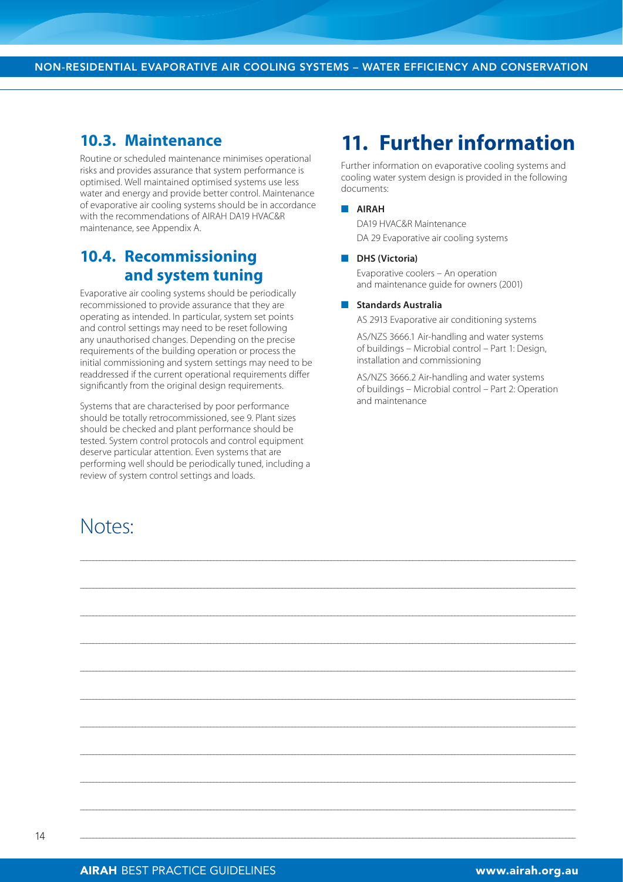## 10.3. Maintenance

Routine or scheduled maintenance minimises operational risks and provides assurance that system performance is optimised. Well maintained optimised systems use less water and energy and provide better control. Maintenance of evaporative air cooling systems should be in accordance with the recommendations of AIRAH DA19 HVAC&R maintenance, see Appendix A.

## 10.4. Recommissioning and system tuning

Evaporative air cooling systems should be periodically recommissioned to provide assurance that they are operating as intended. In particular, system set points and control settings may need to be reset following any unauthorised changes. Depending on the precise requirements of the building operation or process the initial commissioning and system settings may need to be readdressed if the current operational requirements differ significantly from the original design requirements.

Systems that are characterised by poor performance should be totally retrocommissioned, see 9. Plant sizes should be checked and plant performance should be tested. System control protocols and control equipment deserve particular attention. Even systems that are performing well should be periodically tuned, including a review of system control settings and loads.

# 11. Further information

Further information on evaporative cooling systems and cooling water system design is provided in the following documents:

- **AIRAH**

  DA19 HVAC&R Maintenance

  DA 29 Evaporative air cooling systems

- **DHS (Victoria)**

  Evaporative coolers – An operation and maintenance guide for owners (2001)

- **Standards Australia**

  AS 2913 Evaporative air conditioning systems

  AS/NZS 3666.1 Air-handling and water systems of buildings – Microbial control – Part 1: Design, installation and commissioning

  AS/NZS 3666.2 Air-handling and water systems of buildings – Microbial control – Part 2: Operation and maintenance

## Notes: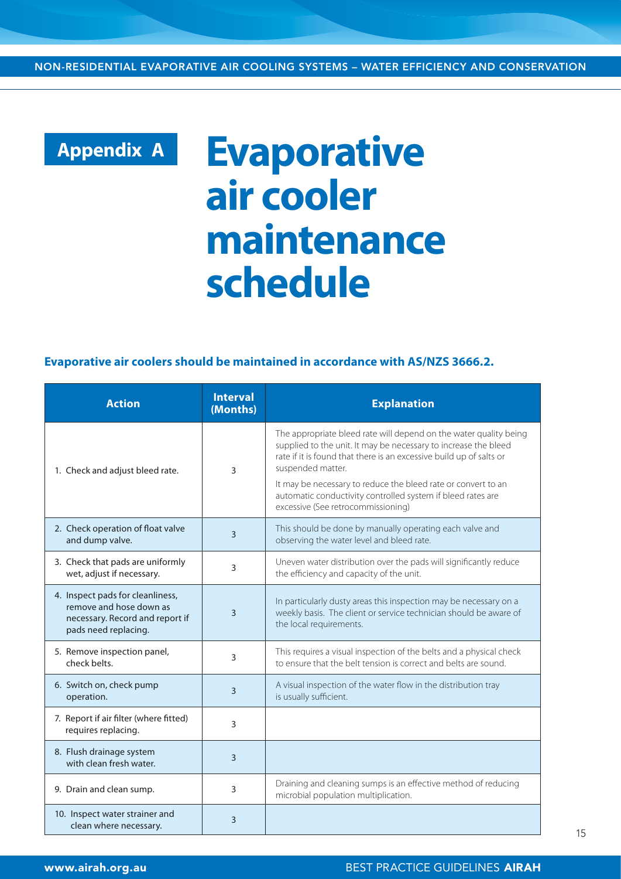# Appendix A Evaporative air cooler maintenance schedule

**Evaporative air coolers should be maintained in accordance with AS/NZS 3666.2.**

| Action | Interval (Months) | Explanation |
| --- | --- | --- |
| 1. Check and adjust bleed rate. | 3 | The appropriate bleed rate will depend on the water quality being supplied to the unit. It may be necessary to increase the bleed rate if it is found that there is an excessive build up of salts or suspended matter.<br><br>It may be necessary to reduce the bleed rate or convert to an automatic conductivity controlled system if bleed rates are excessive (See retrocommissioning) |
| 2. Check operation of float valve and dump valve. | 3 | This should be done by manually operating each valve and observing the water level and bleed rate. |
| 3. Check that pads are uniformly wet, adjust if necessary. | 3 | Uneven water distribution over the pads will significantly reduce the efficiency and capacity of the unit. |
| 4. Inspect pads for cleanliness, remove and hose down as necessary. Record and report if pads need replacing. | 3 | In particularly dusty areas this inspection may be necessary on a weekly basis. The client or service technician should be aware of the local requirements. |
| 5. Remove inspection panel, check belts. | 3 | This requires a visual inspection of the belts and a physical check to ensure that the belt tension is correct and belts are sound. |
| 6. Switch on, check pump operation. | 3 | A visual inspection of the water flow in the distribution tray is usually sufficient. |
| 7. Report if air filter (where fitted) requires replacing. | 3 | |
| 8. Flush drainage system with clean fresh water. | 3 | |
| 9. Drain and clean sump. | 3 | Draining and cleaning sumps is an effective method of reducing microbial population multiplication. |
| 10. Inspect water strainer and clean where necessary. | 3 | |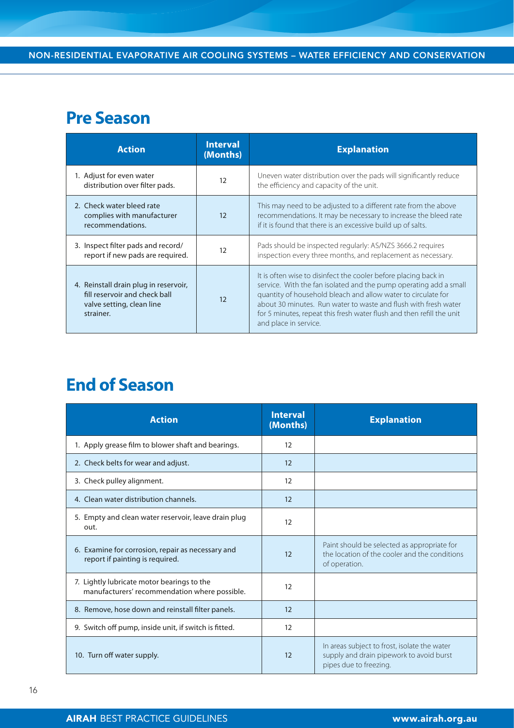## Pre Season

| Action | Interval (Months) | Explanation |
|---|---|---|
| 1. Adjust for even water distribution over filter pads. | 12 | Uneven water distribution over the pads will significantly reduce the efficiency and capacity of the unit. |
| 2. Check water bleed rate complies with manufacturer recommendations. | 12 | This may need to be adjusted to a different rate from the above recommendations. It may be necessary to increase the bleed rate if it is found that there is an excessive build up of salts. |
| 3. Inspect filter pads and record/ report if new pads are required. | 12 | Pads should be inspected regularly: AS/NZS 3666.2 requires inspection every three months, and replacement as necessary. |
| 4. Reinstall drain plug in reservoir, fill reservoir and check ball valve setting, clean line strainer. | 12 | It is often wise to disinfect the cooler before placing back in service. With the fan isolated and the pump operating add a small quantity of household bleach and allow water to circulate for about 30 minutes. Run water to waste and flush with fresh water for 5 minutes, repeat this fresh water flush and then refill the unit and place in service. |

## End of Season

| Action | Interval (Months) | Explanation |
|---|---|---|
| 1. Apply grease film to blower shaft and bearings. | 12 | |
| 2. Check belts for wear and adjust. | 12 | |
| 3. Check pulley alignment. | 12 | |
| 4. Clean water distribution channels. | 12 | |
| 5. Empty and clean water reservoir, leave drain plug out. | 12 | |
| 6. Examine for corrosion, repair as necessary and report if painting is required. | 12 | Paint should be selected as appropriate for the location of the cooler and the conditions of operation. |
| 7. Lightly lubricate motor bearings to the manufacturers' recommendation where possible. | 12 | |
| 8. Remove, hose down and reinstall filter panels. | 12 | |
| 9. Switch off pump, inside unit, if switch is fitted. | 12 | |
| 10. Turn off water supply. | 12 | In areas subject to frost, isolate the water supply and drain pipework to avoid burst pipes due to freezing. |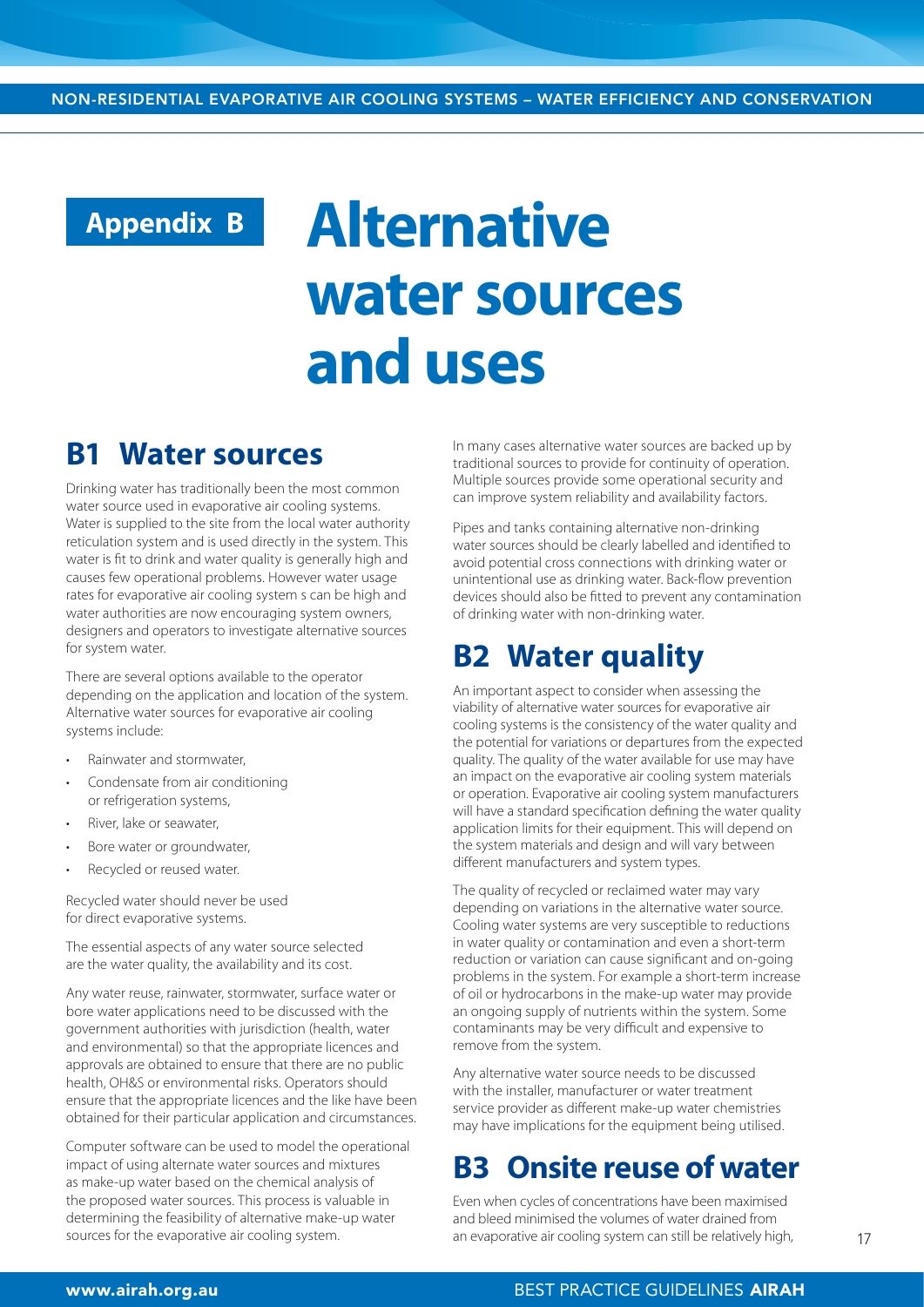# Appendix B Alternative water sources and uses

## B1 Water sources

Drinking water has traditionally been the most common water source used in evaporative air cooling systems. Water is supplied to the site from the local water authority reticulation system and is used directly in the system. This water is fit to drink and water quality is generally high and causes few operational problems. However water usage rates for evaporative air cooling system s can be high and water authorities are now encouraging system owners, designers and operators to investigate alternative sources for system water.

There are several options available to the operator depending on the application and location of the system. Alternative water sources for evaporative air cooling systems include:

- Rainwater and stormwater,
- Condensate from air conditioning or refrigeration systems,
- River, lake or seawater,
- Bore water or groundwater,
- Recycled or reused water.

Recycled water should never be used for direct evaporative systems.

The essential aspects of any water source selected are the water quality, the availability and its cost.

Any water reuse, rainwater, stormwater, surface water or bore water applications need to be discussed with the government authorities with jurisdiction (health, water and environmental) so that the appropriate licences and approvals are obtained to ensure that there are no public health, OH&S or environmental risks. Operators should ensure that the appropriate licences and the like have been obtained for their particular application and circumstances.

Computer software can be used to model the operational impact of using alternate water sources and mixtures as make-up water based on the chemical analysis of the proposed water sources. This process is valuable in determining the feasibility of alternative make-up water sources for the evaporative air cooling system.

In many cases alternative water sources are backed up by traditional sources to provide for continuity of operation. Multiple sources provide some operational security and can improve system reliability and availability factors.

Pipes and tanks containing alternative non-drinking water sources should be clearly labelled and identified to avoid potential cross connections with drinking water or unintentional use as drinking water. Back-flow prevention devices should also be fitted to prevent any contamination of drinking water with non-drinking water.

## B2 Water quality

An important aspect to consider when assessing the viability of alternative water sources for evaporative air cooling systems is the consistency of the water quality and the potential for variations or departures from the expected quality. The quality of the water available for use may have an impact on the evaporative air cooling system materials or operation. Evaporative air cooling system manufacturers will have a standard specification defining the water quality application limits for their equipment. This will depend on the system materials and design and will vary between different manufacturers and system types.

The quality of recycled or reclaimed water may vary depending on variations in the alternative water source. Cooling water systems are very susceptible to reductions in water quality or contamination and even a short-term reduction or variation can cause significant and on-going problems in the system. For example a short-term increase of oil or hydrocarbons in the make-up water may provide an ongoing supply of nutrients within the system. Some contaminants may be very difficult and expensive to remove from the system.

Any alternative water source needs to be discussed with the installer, manufacturer or water treatment service provider as different make-up water chemistries may have implications for the equipment being utilised.

## B3 Onsite reuse of water

Even when cycles of concentrations have been maximised and bleed minimised the volumes of water drained from an evaporative air cooling system can still be relatively high,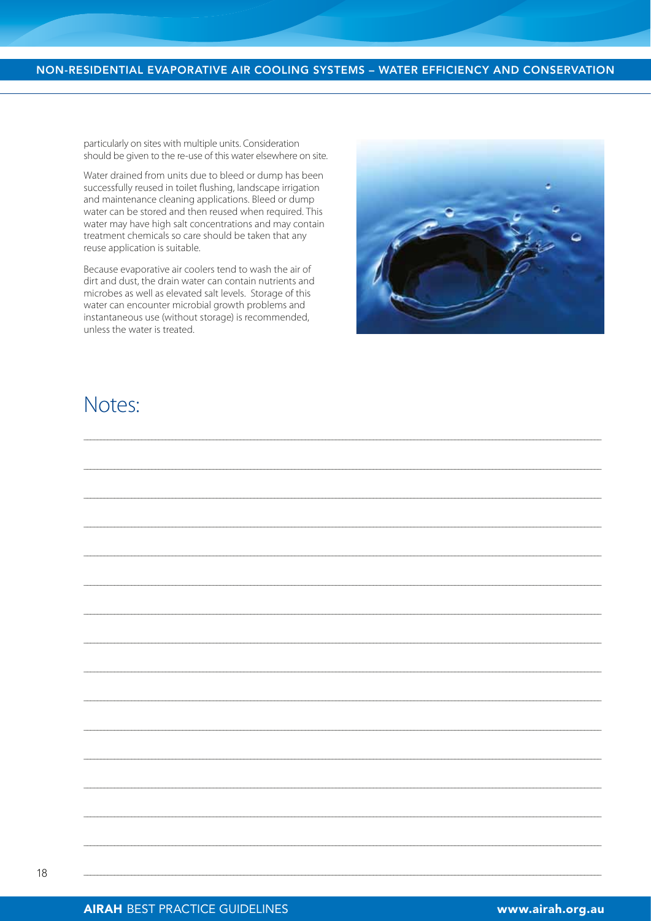particularly on sites with multiple units. Consideration should be given to the re-use of this water elsewhere on site.

Water drained from units due to bleed or dump has been successfully reused in toilet flushing, landscape irrigation and maintenance cleaning applications. Bleed or dump water can be stored and then reused when required. This water may have high salt concentrations and may contain treatment chemicals so care should be taken that any reuse application is suitable.

Because evaporative air coolers tend to wash the air of dirt and dust, the drain water can contain nutrients and microbes as well as elevated salt levels. Storage of this water can encounter microbial growth problems and instantaneous use (without storage) is recommended, unless the water is treated.

## Notes: